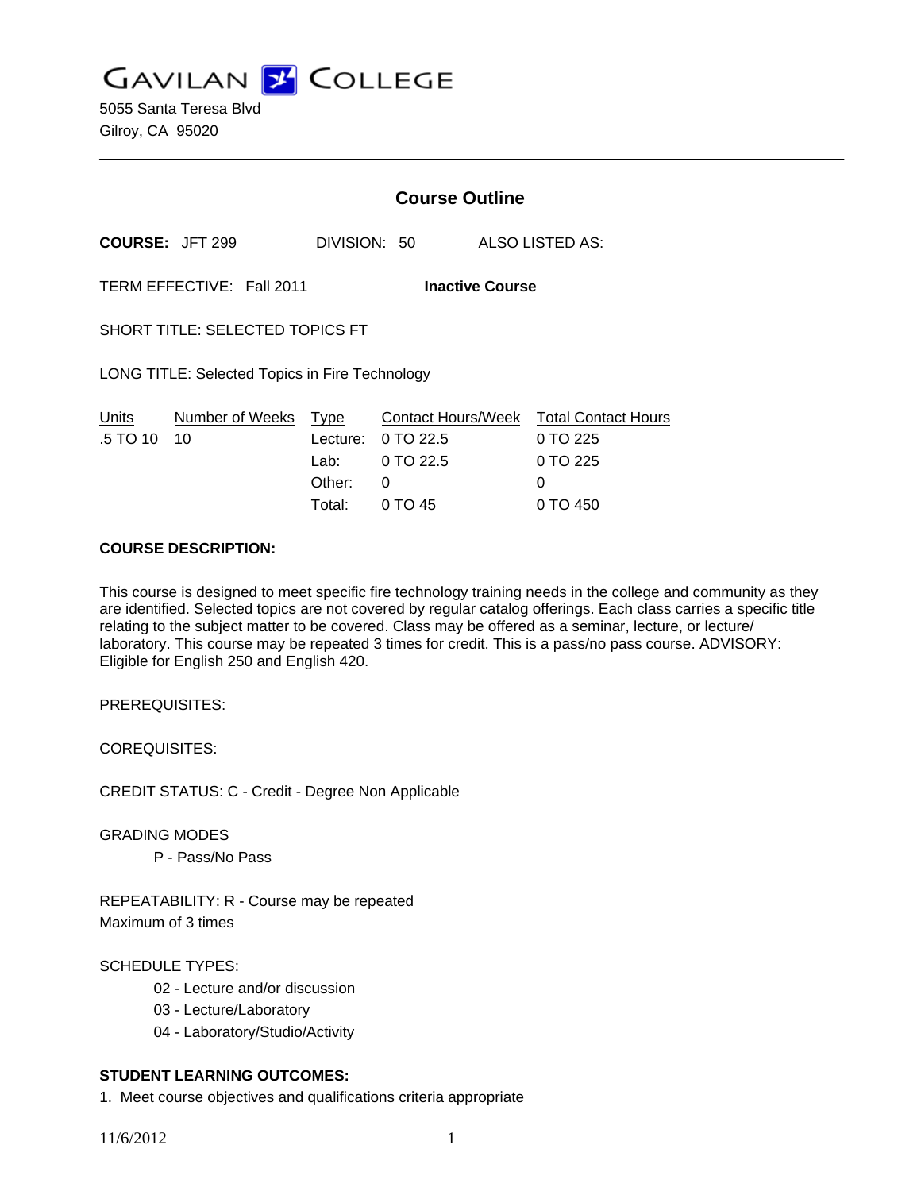# GAVILAN COLLEGE

5055 Santa Teresa Blvd
Gilroy, CA 95020

---

## Course Outline

**COURSE:** JFT 299 DIVISION: 50 ALSO LISTED AS:

TERM EFFECTIVE: Fall 2011 **Inactive Course**

SHORT TITLE: SELECTED TOPICS FT

LONG TITLE: Selected Topics in Fire Technology

| Units | Number of Weeks | Type | Contact Hours/Week | Total Contact Hours |
|---|---|---|---|---|
| .5 TO 10 | 10 | Lecture: | 0 TO 22.5 | 0 TO 225 |
| | | Lab: | 0 TO 22.5 | 0 TO 225 |
| | | Other: | 0 | 0 |
| | | Total: | 0 TO 45 | 0 TO 450 |

**COURSE DESCRIPTION:**

This course is designed to meet specific fire technology training needs in the college and community as they are identified. Selected topics are not covered by regular catalog offerings. Each class carries a specific title relating to the subject matter to be covered. Class may be offered as a seminar, lecture, or lecture/laboratory. This course may be repeated 3 times for credit. This is a pass/no pass course. ADVISORY: Eligible for English 250 and English 420.

PREREQUISITES:

COREQUISITES:

CREDIT STATUS: C - Credit - Degree Non Applicable

GRADING MODES

P - Pass/No Pass

REPEATABILITY: R - Course may be repeated
Maximum of 3 times

SCHEDULE TYPES:

02 - Lecture and/or discussion
03 - Lecture/Laboratory
04 - Laboratory/Studio/Activity

**STUDENT LEARNING OUTCOMES:**

1. Meet course objectives and qualifications criteria appropriate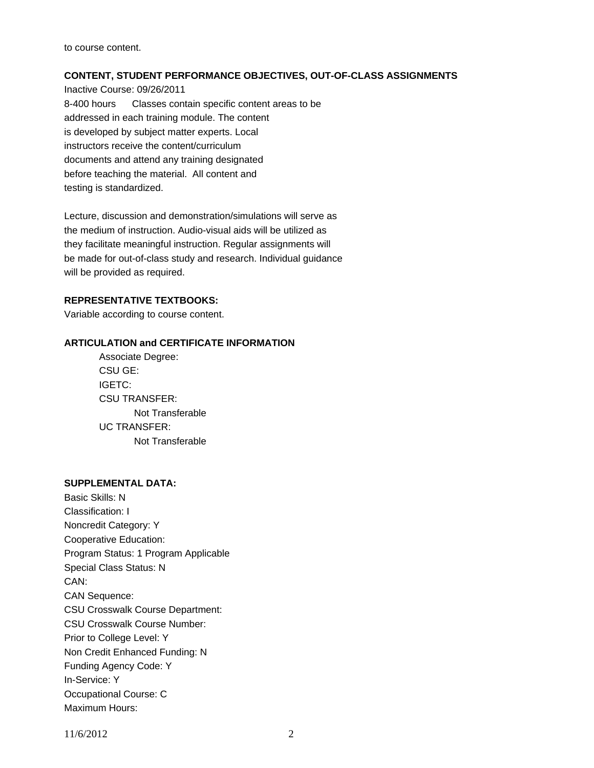to course content.

**CONTENT, STUDENT PERFORMANCE OBJECTIVES, OUT-OF-CLASS ASSIGNMENTS**

Inactive Course: 09/26/2011

8-400 hours Classes contain specific content areas to be addressed in each training module. The content is developed by subject matter experts. Local instructors receive the content/curriculum documents and attend any training designated before teaching the material. All content and testing is standardized.

Lecture, discussion and demonstration/simulations will serve as the medium of instruction. Audio-visual aids will be utilized as they facilitate meaningful instruction. Regular assignments will be made for out-of-class study and research. Individual guidance will be provided as required.

**REPRESENTATIVE TEXTBOOKS:**

Variable according to course content.

**ARTICULATION and CERTIFICATE INFORMATION**

Associate Degree:
CSU GE:
IGETC:
CSU TRANSFER:
Not Transferable
UC TRANSFER:
Not Transferable

**SUPPLEMENTAL DATA:**

Basic Skills: N
Classification: I
Noncredit Category: Y
Cooperative Education:
Program Status: 1 Program Applicable
Special Class Status: N
CAN:
CAN Sequence:
CSU Crosswalk Course Department:
CSU Crosswalk Course Number:
Prior to College Level: Y
Non Credit Enhanced Funding: N
Funding Agency Code: Y
In-Service: Y
Occupational Course: C
Maximum Hours: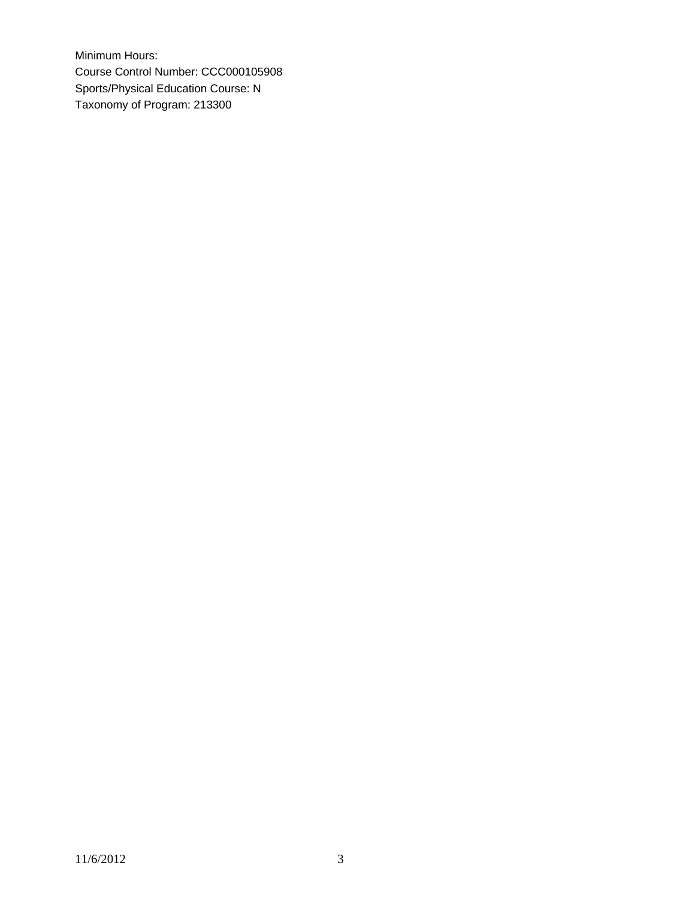Minimum Hours:
Course Control Number: CCC000105908
Sports/Physical Education Course: N
Taxonomy of Program: 213300